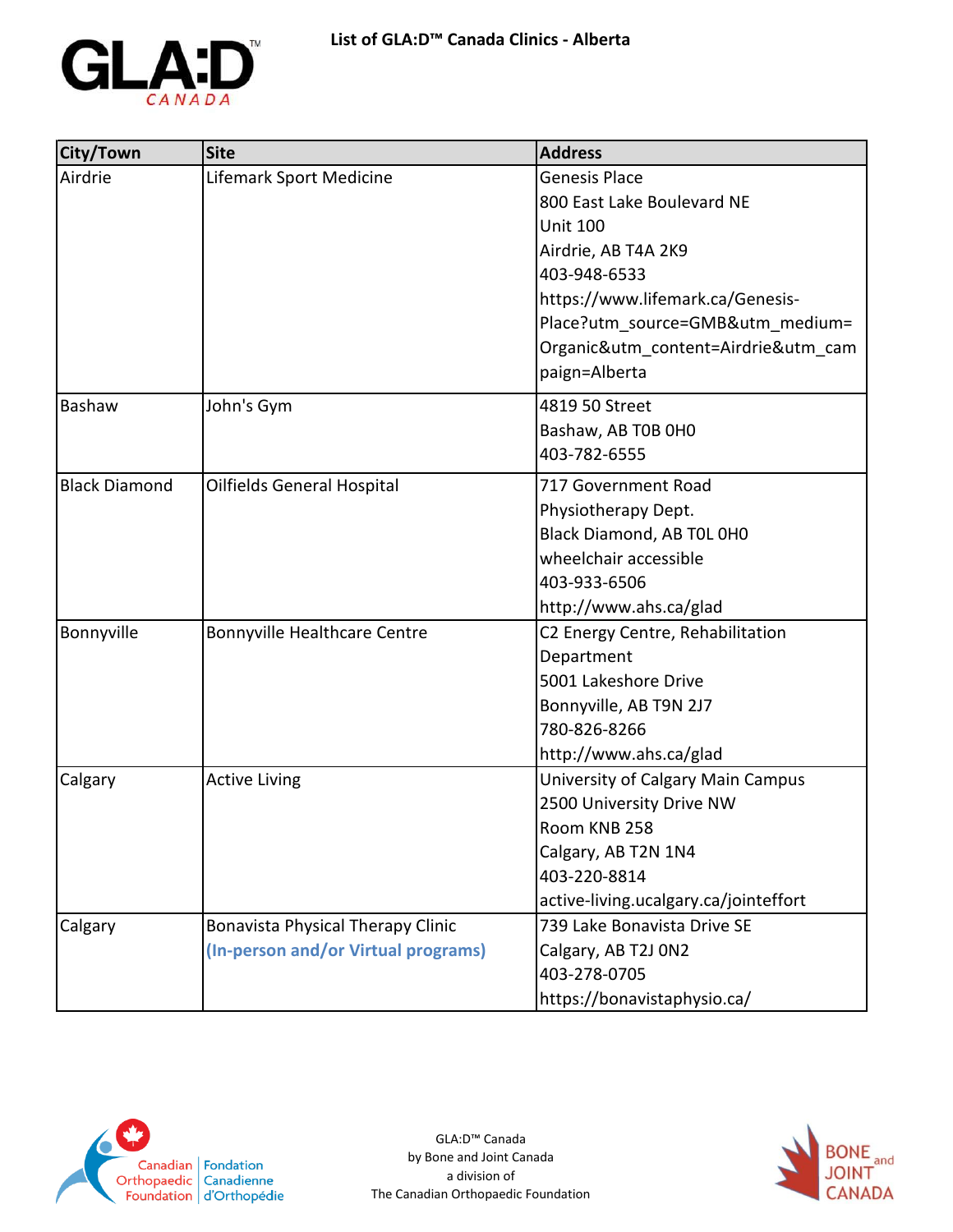# List of GLA:D™ Canada Clinics - Alberta

| City/Town | Site | Address |
|---|---|---|
| Airdrie | Lifemark Sport Medicine | Genesis Place<br>800 East Lake Boulevard NE<br>Unit 100<br>Airdrie, AB T4A 2K9<br>403-948-6533<br>https://www.lifemark.ca/Genesis-Place?utm_source=GMB&utm_medium=Organic&utm_content=Airdrie&utm_campaign=Alberta |
| Bashaw | John's Gym | 4819 50 Street<br>Bashaw, AB T0B 0H0<br>403-782-6555 |
| Black Diamond | Oilfields General Hospital | 717 Government Road<br>Physiotherapy Dept.<br>Black Diamond, AB T0L 0H0<br>wheelchair accessible<br>403-933-6506<br>http://www.ahs.ca/glad |
| Bonnyville | Bonnyville Healthcare Centre | C2 Energy Centre, Rehabilitation Department<br>5001 Lakeshore Drive<br>Bonnyville, AB T9N 2J7<br>780-826-8266<br>http://www.ahs.ca/glad |
| Calgary | Active Living | University of Calgary Main Campus<br>2500 University Drive NW<br>Room KNB 258<br>Calgary, AB T2N 1N4<br>403-220-8814<br>active-living.ucalgary.ca/jointeffort |
| Calgary | Bonavista Physical Therapy Clinic<br>**(In-person and/or Virtual programs)** | 739 Lake Bonavista Drive SE<br>Calgary, AB T2J 0N2<br>403-278-0705<br>https://bonavistaphysio.ca/ |

GLA:D™ Canada
by Bone and Joint Canada
a division of
The Canadian Orthopaedic Foundation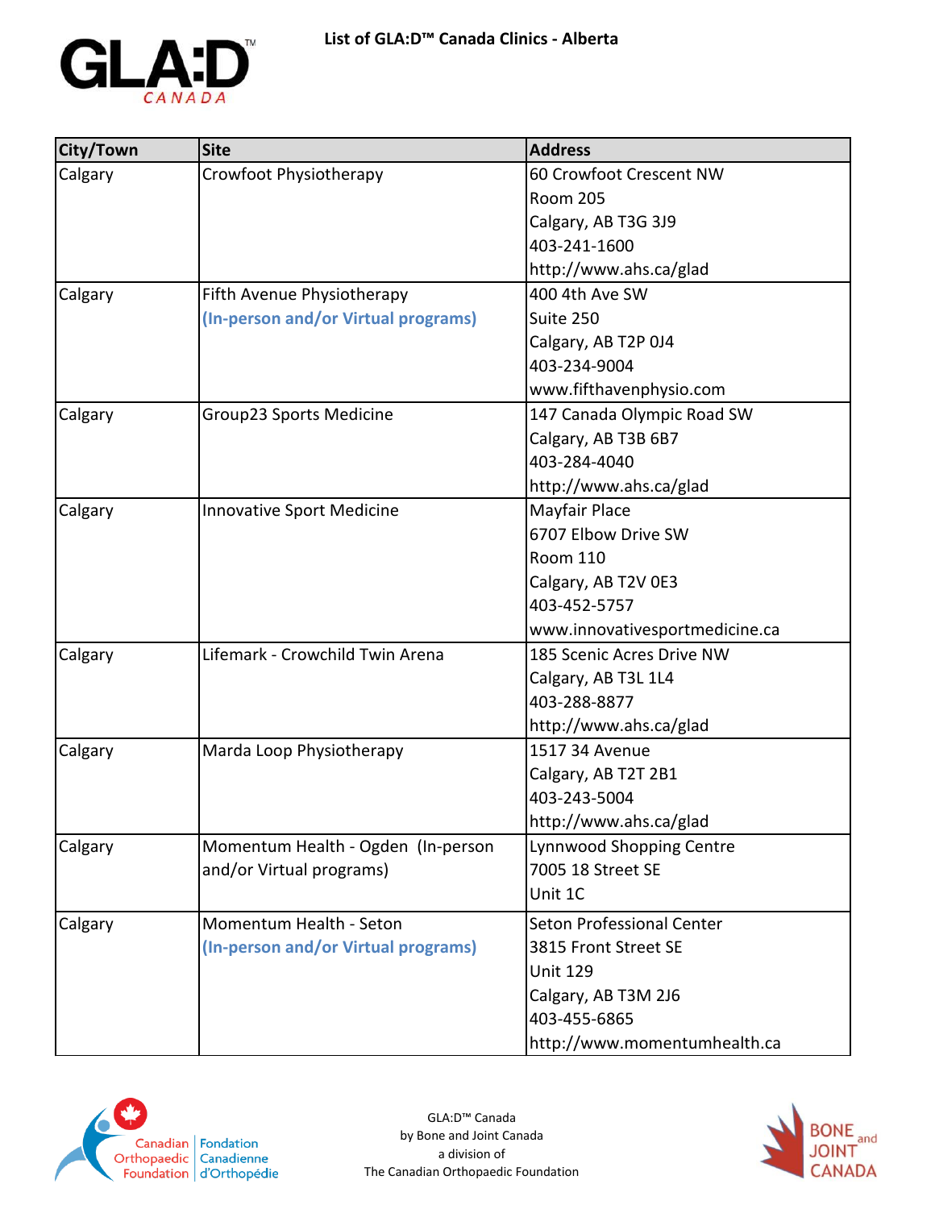# List of GLA:D™ Canada Clinics - Alberta

| City/Town | Site | Address |
|---|---|---|
| Calgary | Crowfoot Physiotherapy | 60 Crowfoot Crescent NW<br>Room 205<br>Calgary, AB T3G 3J9<br>403-241-1600<br>http://www.ahs.ca/glad |
| Calgary | Fifth Avenue Physiotherapy<br>**(In-person and/or Virtual programs)** | 400 4th Ave SW<br>Suite 250<br>Calgary, AB T2P 0J4<br>403-234-9004<br>www.fifthavenphysio.com |
| Calgary | Group23 Sports Medicine | 147 Canada Olympic Road SW<br>Calgary, AB T3B 6B7<br>403-284-4040<br>http://www.ahs.ca/glad |
| Calgary | Innovative Sport Medicine | Mayfair Place<br>6707 Elbow Drive SW<br>Room 110<br>Calgary, AB T2V 0E3<br>403-452-5757<br>www.innovativesportmedicine.ca |
| Calgary | Lifemark - Crowchild Twin Arena | 185 Scenic Acres Drive NW<br>Calgary, AB T3L 1L4<br>403-288-8877<br>http://www.ahs.ca/glad |
| Calgary | Marda Loop Physiotherapy | 1517 34 Avenue<br>Calgary, AB T2T 2B1<br>403-243-5004<br>http://www.ahs.ca/glad |
| Calgary | Momentum Health - Ogden (In-person and/or Virtual programs) | Lynnwood Shopping Centre<br>7005 18 Street SE<br>Unit 1C |
| Calgary | Momentum Health - Seton<br>**(In-person and/or Virtual programs)** | Seton Professional Center<br>3815 Front Street SE<br>Unit 129<br>Calgary, AB T3M 2J6<br>403-455-6865<br>http://www.momentumhealth.ca |

GLA:D™ Canada
by Bone and Joint Canada
a division of
The Canadian Orthopaedic Foundation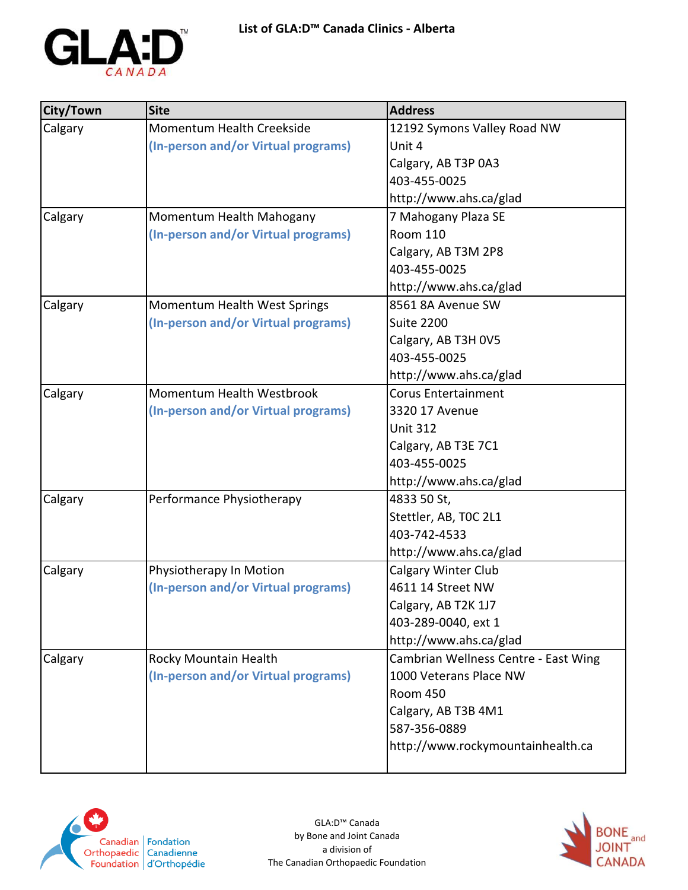# List of GLA:D™ Canada Clinics - Alberta

| City/Town | Site | Address |
|---|---|---|
| Calgary | Momentum Health Creekside<br>**(In-person and/or Virtual programs)** | 12192 Symons Valley Road NW<br>Unit 4<br>Calgary, AB T3P 0A3<br>403-455-0025<br>http://www.ahs.ca/glad |
| Calgary | Momentum Health Mahogany<br>**(In-person and/or Virtual programs)** | 7 Mahogany Plaza SE<br>Room 110<br>Calgary, AB T3M 2P8<br>403-455-0025<br>http://www.ahs.ca/glad |
| Calgary | Momentum Health West Springs<br>**(In-person and/or Virtual programs)** | 8561 8A Avenue SW<br>Suite 2200<br>Calgary, AB T3H 0V5<br>403-455-0025<br>http://www.ahs.ca/glad |
| Calgary | Momentum Health Westbrook<br>**(In-person and/or Virtual programs)** | Corus Entertainment<br>3320 17 Avenue<br>Unit 312<br>Calgary, AB T3E 7C1<br>403-455-0025<br>http://www.ahs.ca/glad |
| Calgary | Performance Physiotherapy | 4833 50 St,<br>Stettler, AB, T0C 2L1<br>403-742-4533<br>http://www.ahs.ca/glad |
| Calgary | Physiotherapy In Motion<br>**(In-person and/or Virtual programs)** | Calgary Winter Club<br>4611 14 Street NW<br>Calgary, AB T2K 1J7<br>403-289-0040, ext 1<br>http://www.ahs.ca/glad |
| Calgary | Rocky Mountain Health<br>**(In-person and/or Virtual programs)** | Cambrian Wellness Centre - East Wing<br>1000 Veterans Place NW<br>Room 450<br>Calgary, AB T3B 4M1<br>587-356-0889<br>http://www.rockymountainhealth.ca |

GLA:D™ Canada
by Bone and Joint Canada
a division of
The Canadian Orthopaedic Foundation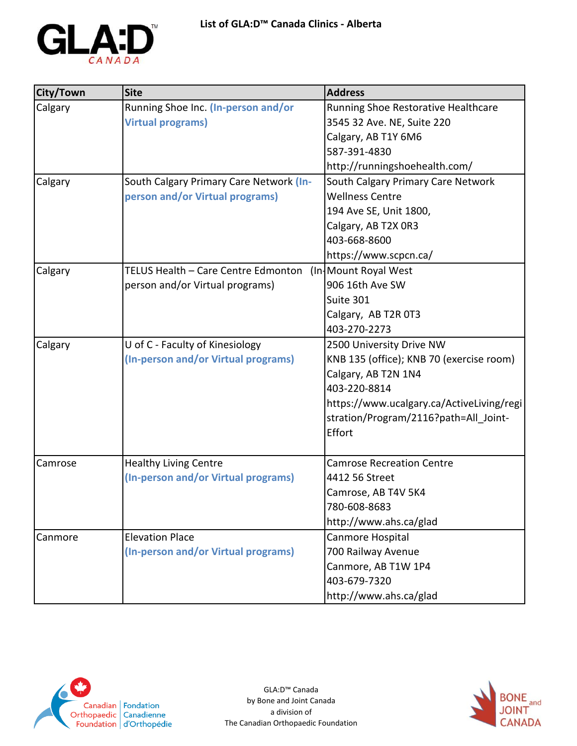# List of GLA:D™ Canada Clinics - Alberta

| City/Town | Site | Address |
|---|---|---|
| Calgary | Running Shoe Inc. **(In-person and/or Virtual programs)** | Running Shoe Restorative Healthcare<br>3545 32 Ave. NE, Suite 220<br>Calgary, AB T1Y 6M6<br>587-391-4830<br>http://runningshoehealth.com/ |
| Calgary | South Calgary Primary Care Network **(In-person and/or Virtual programs)** | South Calgary Primary Care Network<br>Wellness Centre<br>194 Ave SE, Unit 1800,<br>Calgary, AB T2X 0R3<br>403-668-8600<br>https://www.scpcn.ca/ |
| Calgary | TELUS Health – Care Centre Edmonton (In-person and/or Virtual programs) | Mount Royal West<br>906 16th Ave SW<br>Suite 301<br>Calgary, AB T2R 0T3<br>403-270-2273 |
| Calgary | U of C - Faculty of Kinesiology<br>**(In-person and/or Virtual programs)** | 2500 University Drive NW<br>KNB 135 (office); KNB 70 (exercise room)<br>Calgary, AB T2N 1N4<br>403-220-8814<br>https://www.ucalgary.ca/ActiveLiving/registration/Program/2116?path=All_Joint-Effort |
| Camrose | Healthy Living Centre<br>**(In-person and/or Virtual programs)** | Camrose Recreation Centre<br>4412 56 Street<br>Camrose, AB T4V 5K4<br>780-608-8683<br>http://www.ahs.ca/glad |
| Canmore | Elevation Place<br>**(In-person and/or Virtual programs)** | Canmore Hospital<br>700 Railway Avenue<br>Canmore, AB T1W 1P4<br>403-679-7320<br>http://www.ahs.ca/glad |

GLA:D™ Canada
by Bone and Joint Canada
a division of
The Canadian Orthopaedic Foundation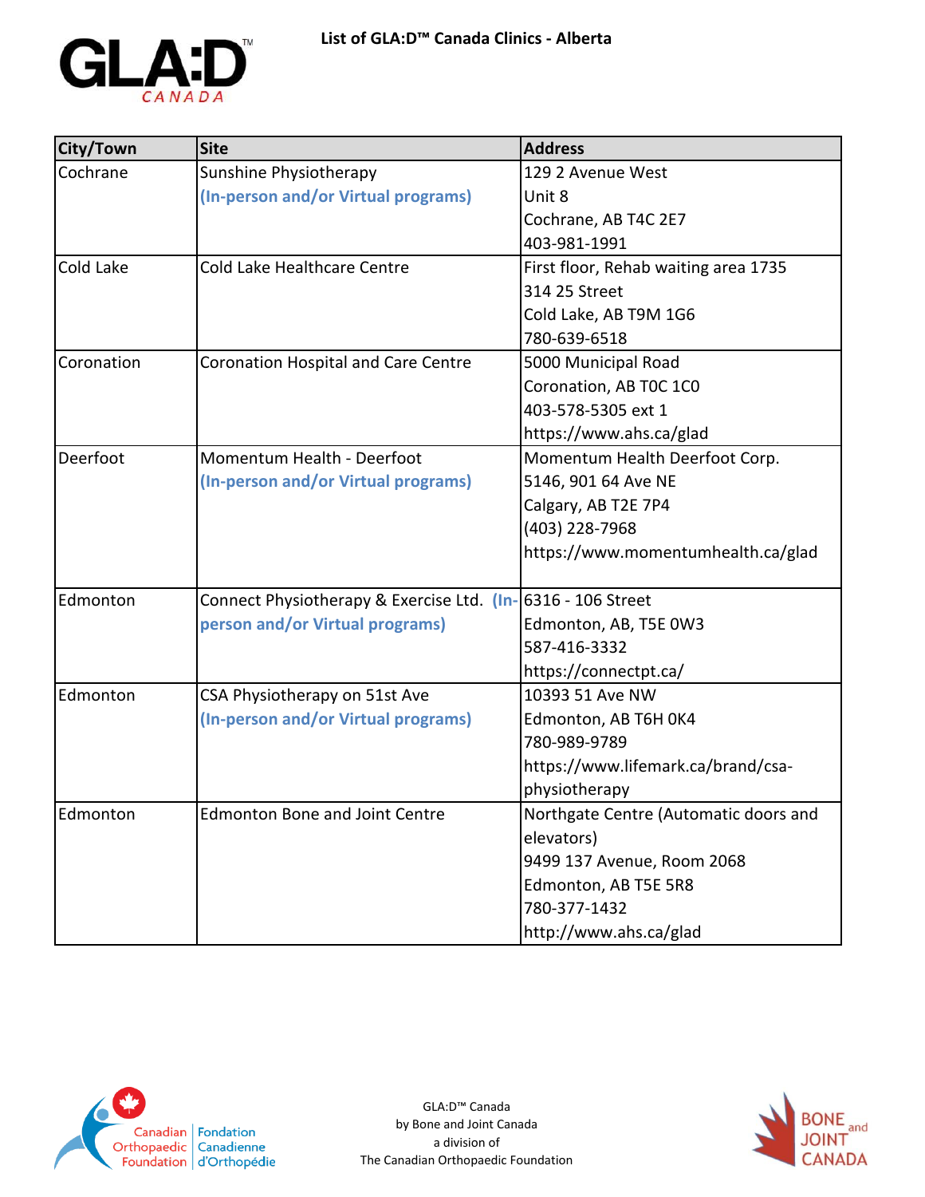# List of GLA:D™ Canada Clinics - Alberta

| City/Town | Site | Address |
|---|---|---|
| Cochrane | Sunshine Physiotherapy<br>**(In-person and/or Virtual programs)** | 129 2 Avenue West<br>Unit 8<br>Cochrane, AB T4C 2E7<br>403-981-1991 |
| Cold Lake | Cold Lake Healthcare Centre | First floor, Rehab waiting area 1735<br>314 25 Street<br>Cold Lake, AB T9M 1G6<br>780-639-6518 |
| Coronation | Coronation Hospital and Care Centre | 5000 Municipal Road<br>Coronation, AB T0C 1C0<br>403-578-5305 ext 1<br>https://www.ahs.ca/glad |
| Deerfoot | Momentum Health - Deerfoot<br>**(In-person and/or Virtual programs)** | Momentum Health Deerfoot Corp.<br>5146, 901 64 Ave NE<br>Calgary, AB T2E 7P4<br>(403) 228-7968<br>https://www.momentumhealth.ca/glad |
| Edmonton | Connect Physiotherapy & Exercise Ltd. **(In-person and/or Virtual programs)** | 6316 - 106 Street<br>Edmonton, AB, T5E 0W3<br>587-416-3332<br>https://connectpt.ca/ |
| Edmonton | CSA Physiotherapy on 51st Ave<br>**(In-person and/or Virtual programs)** | 10393 51 Ave NW<br>Edmonton, AB T6H 0K4<br>780-989-9789<br>https://www.lifemark.ca/brand/csa-physiotherapy |
| Edmonton | Edmonton Bone and Joint Centre | Northgate Centre (Automatic doors and elevators)<br>9499 137 Avenue, Room 2068<br>Edmonton, AB T5E 5R8<br>780-377-1432<br>http://www.ahs.ca/glad |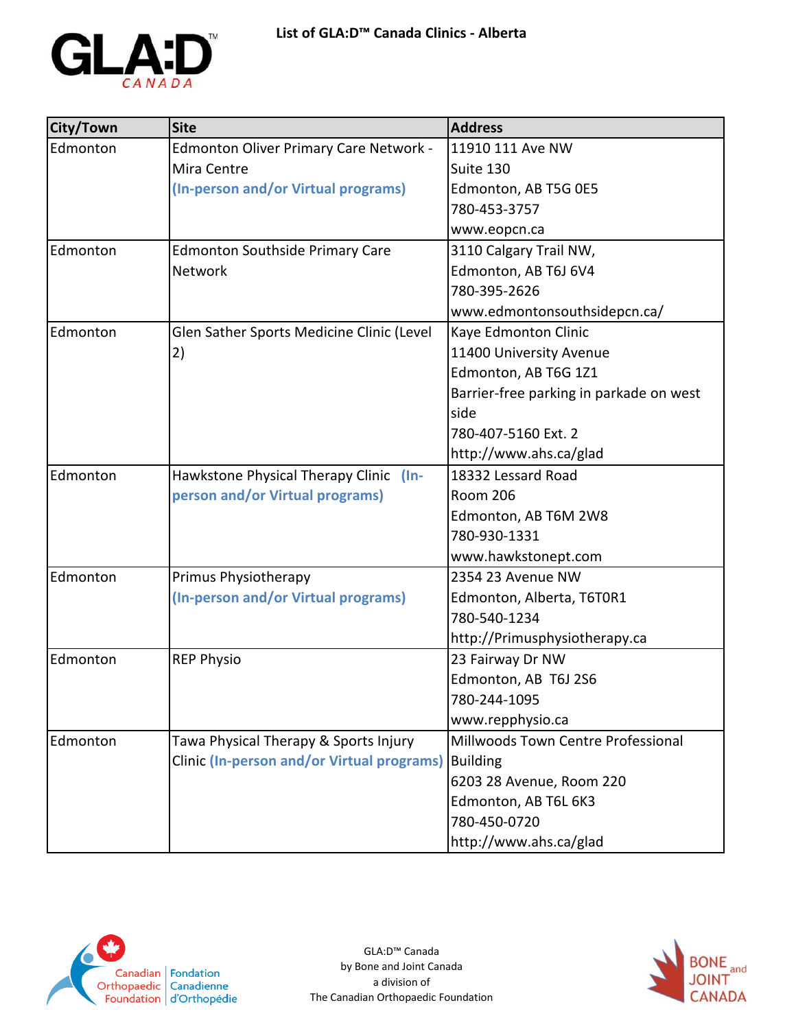# List of GLA:D™ Canada Clinics - Alberta

| City/Town | Site | Address |
|---|---|---|
| Edmonton | Edmonton Oliver Primary Care Network - Mira Centre **(In-person and/or Virtual programs)** | 11910 111 Ave NW<br>Suite 130<br>Edmonton, AB T5G 0E5<br>780-453-3757<br>www.eopcn.ca |
| Edmonton | Edmonton Southside Primary Care Network | 3110 Calgary Trail NW,<br>Edmonton, AB T6J 6V4<br>780-395-2626<br>www.edmontonsouthsidepcn.ca/ |
| Edmonton | Glen Sather Sports Medicine Clinic (Level 2) | Kaye Edmonton Clinic<br>11400 University Avenue<br>Edmonton, AB T6G 1Z1<br>Barrier-free parking in parkade on west side<br>780-407-5160 Ext. 2<br>http://www.ahs.ca/glad |
| Edmonton | Hawkstone Physical Therapy Clinic **(In-person and/or Virtual programs)** | 18332 Lessard Road<br>Room 206<br>Edmonton, AB T6M 2W8<br>780-930-1331<br>www.hawkstonept.com |
| Edmonton | Primus Physiotherapy **(In-person and/or Virtual programs)** | 2354 23 Avenue NW<br>Edmonton, Alberta, T6T0R1<br>780-540-1234<br>http://Primusphysiotherapy.ca |
| Edmonton | REP Physio | 23 Fairway Dr NW<br>Edmonton, AB T6J 2S6<br>780-244-1095<br>www.repphysio.ca |
| Edmonton | Tawa Physical Therapy & Sports Injury Clinic **(In-person and/or Virtual programs)** | Millwoods Town Centre Professional Building<br>6203 28 Avenue, Room 220<br>Edmonton, AB T6L 6K3<br>780-450-0720<br>http://www.ahs.ca/glad |

GLA:D™ Canada
by Bone and Joint Canada
a division of
The Canadian Orthopaedic Foundation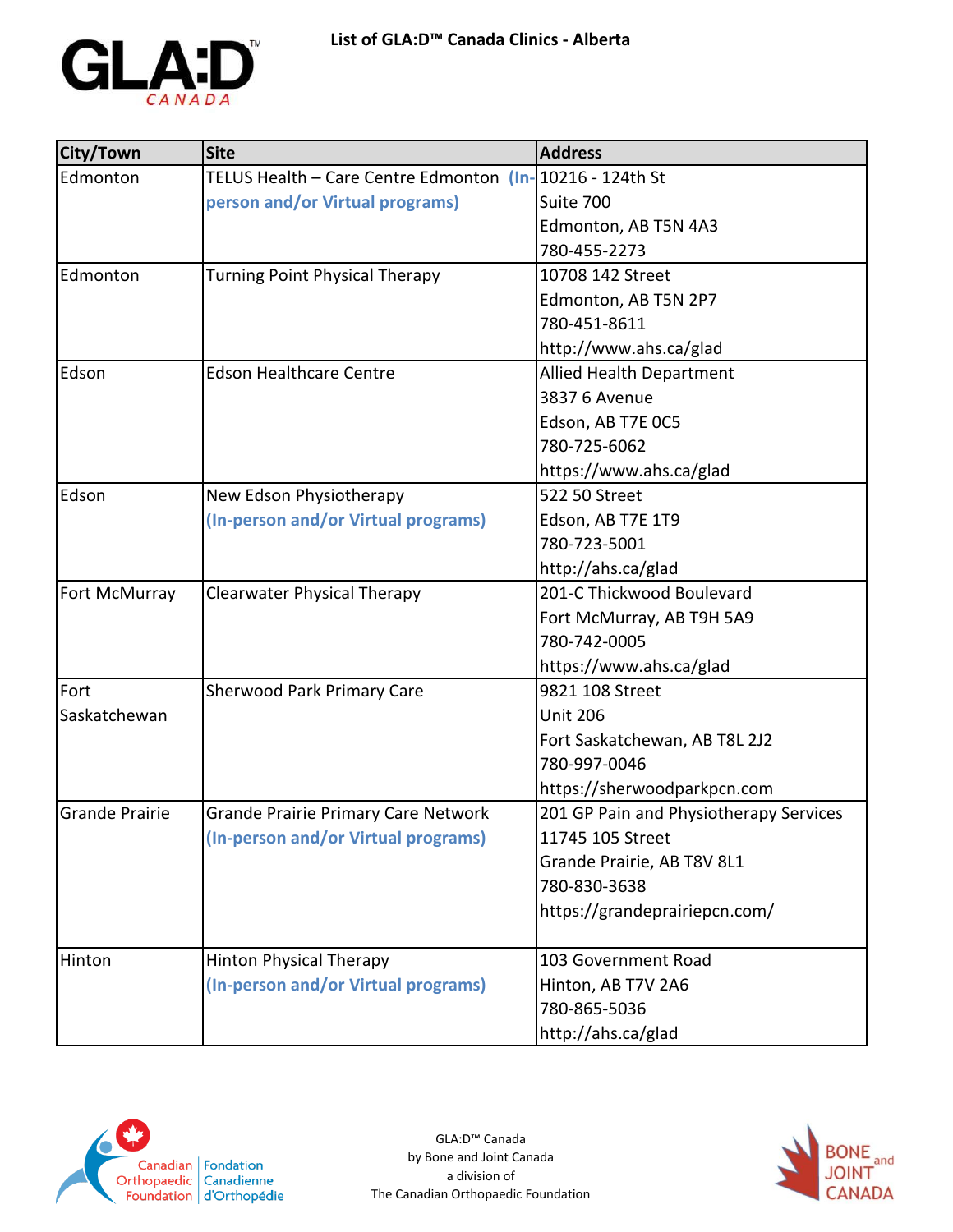# List of GLA:D™ Canada Clinics - Alberta

| City/Town | Site | Address |
|---|---|---|
| Edmonton | TELUS Health – Care Centre Edmonton **(In-person and/or Virtual programs)** | 10216 - 124th St<br>Suite 700<br>Edmonton, AB T5N 4A3<br>780-455-2273 |
| Edmonton | Turning Point Physical Therapy | 10708 142 Street<br>Edmonton, AB T5N 2P7<br>780-451-8611<br>http://www.ahs.ca/glad |
| Edson | Edson Healthcare Centre | Allied Health Department<br>3837 6 Avenue<br>Edson, AB T7E 0C5<br>780-725-6062<br>https://www.ahs.ca/glad |
| Edson | New Edson Physiotherapy<br>**(In-person and/or Virtual programs)** | 522 50 Street<br>Edson, AB T7E 1T9<br>780-723-5001<br>http://ahs.ca/glad |
| Fort McMurray | Clearwater Physical Therapy | 201-C Thickwood Boulevard<br>Fort McMurray, AB T9H 5A9<br>780-742-0005<br>https://www.ahs.ca/glad |
| Fort Saskatchewan | Sherwood Park Primary Care | 9821 108 Street<br>Unit 206<br>Fort Saskatchewan, AB T8L 2J2<br>780-997-0046<br>https://sherwoodparkpcn.com |
| Grande Prairie | Grande Prairie Primary Care Network<br>**(In-person and/or Virtual programs)** | 201 GP Pain and Physiotherapy Services<br>11745 105 Street<br>Grande Prairie, AB T8V 8L1<br>780-830-3638<br>https://grandeprairiepcn.com/ |
| Hinton | Hinton Physical Therapy<br>**(In-person and/or Virtual programs)** | 103 Government Road<br>Hinton, AB T7V 2A6<br>780-865-5036<br>http://ahs.ca/glad |

GLA:D™ Canada
by Bone and Joint Canada
a division of
The Canadian Orthopaedic Foundation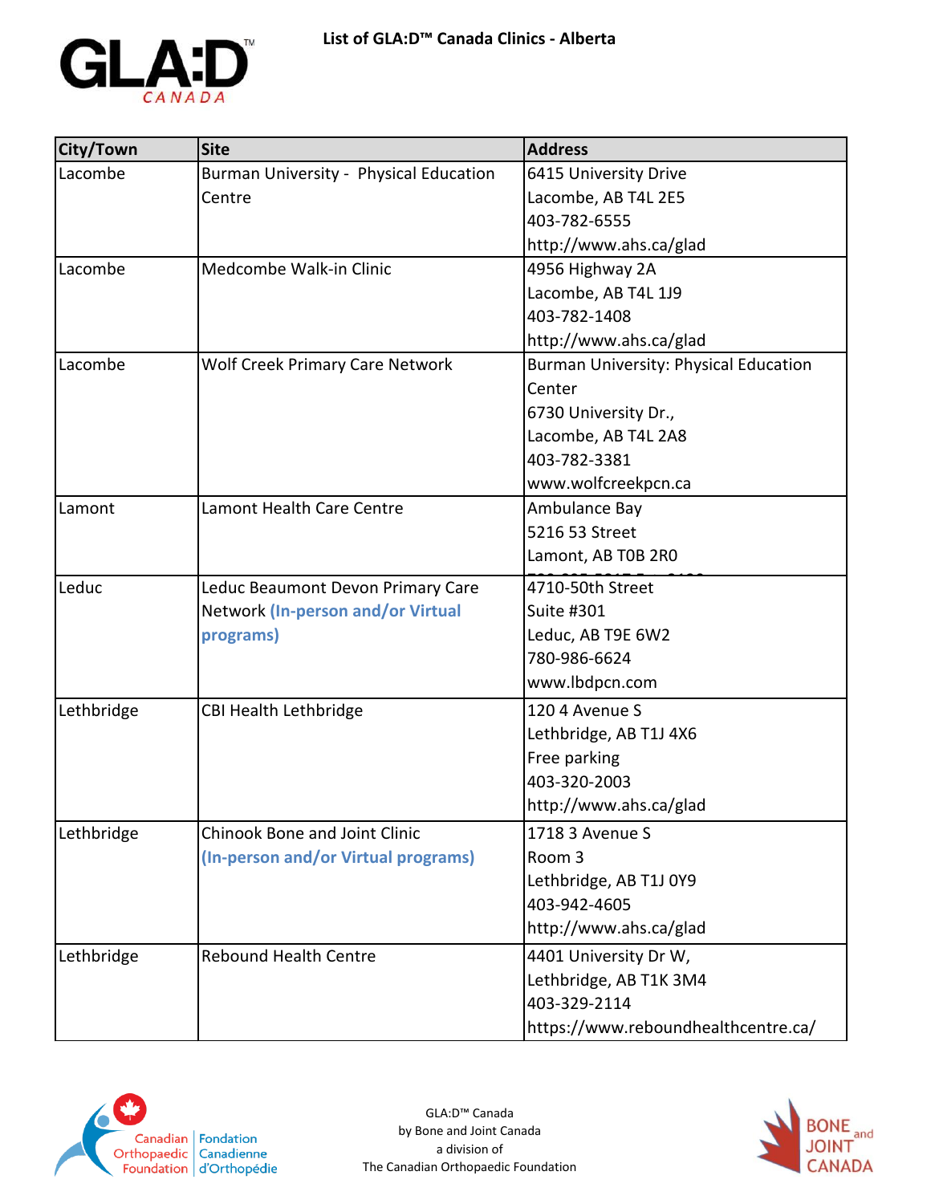# List of GLA:D™ Canada Clinics - Alberta

| City/Town | Site | Address |
|---|---|---|
| Lacombe | Burman University - Physical Education Centre | 6415 University Drive<br>Lacombe, AB T4L 2E5<br>403-782-6555<br>http://www.ahs.ca/glad |
| Lacombe | Medcombe Walk-in Clinic | 4956 Highway 2A<br>Lacombe, AB T4L 1J9<br>403-782-1408<br>http://www.ahs.ca/glad |
| Lacombe | Wolf Creek Primary Care Network | Burman University: Physical Education Center<br>6730 University Dr.,<br>Lacombe, AB T4L 2A8<br>403-782-3381<br>www.wolfcreekpcn.ca |
| Lamont | Lamont Health Care Centre | Ambulance Bay<br>5216 53 Street<br>Lamont, AB T0B 2R0 |
| Leduc | Leduc Beaumont Devon Primary Care Network **(In-person and/or Virtual programs)** | 4710-50th Street<br>Suite #301<br>Leduc, AB T9E 6W2<br>780-986-6624<br>www.lbdpcn.com |
| Lethbridge | CBI Health Lethbridge | 120 4 Avenue S<br>Lethbridge, AB T1J 4X6<br>Free parking<br>403-320-2003<br>http://www.ahs.ca/glad |
| Lethbridge | Chinook Bone and Joint Clinic **(In-person and/or Virtual programs)** | 1718 3 Avenue S<br>Room 3<br>Lethbridge, AB T1J 0Y9<br>403-942-4605<br>http://www.ahs.ca/glad |
| Lethbridge | Rebound Health Centre | 4401 University Dr W,<br>Lethbridge, AB T1K 3M4<br>403-329-2114<br>https://www.reboundhealthcentre.ca/ |

GLA:D™ Canada
by Bone and Joint Canada
a division of
The Canadian Orthopaedic Foundation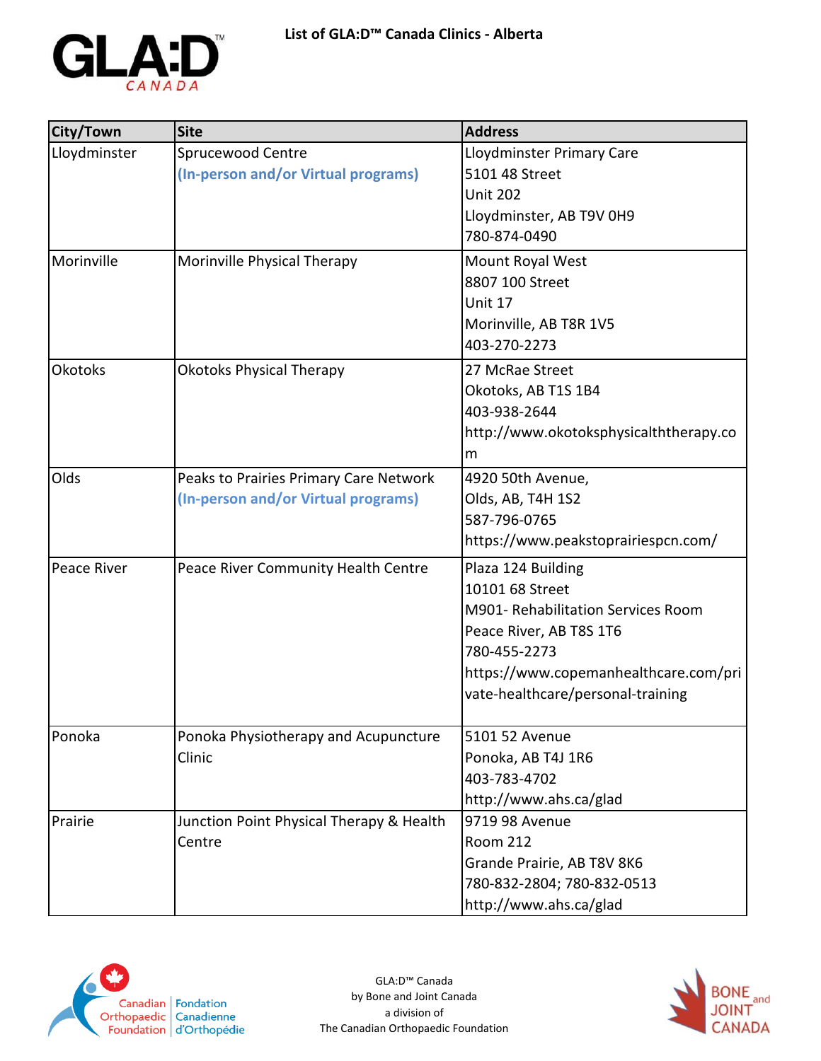# List of GLA:D™ Canada Clinics - Alberta

| City/Town | Site | Address |
|---|---|---|
| Lloydminster | Sprucewood Centre<br>(In-person and/or Virtual programs) | Lloydminster Primary Care<br>5101 48 Street<br>Unit 202<br>Lloydminster, AB T9V 0H9<br>780-874-0490 |
| Morinville | Morinville Physical Therapy | Mount Royal West<br>8807 100 Street<br>Unit 17<br>Morinville, AB T8R 1V5<br>403-270-2273 |
| Okotoks | Okotoks Physical Therapy | 27 McRae Street<br>Okotoks, AB T1S 1B4<br>403-938-2644<br>http://www.okotoksphysicalththerapy.com |
| Olds | Peaks to Prairies Primary Care Network<br>(In-person and/or Virtual programs) | 4920 50th Avenue,<br>Olds, AB, T4H 1S2<br>587-796-0765<br>https://www.peakstoprairiespcn.com/ |
| Peace River | Peace River Community Health Centre | Plaza 124 Building<br>10101 68 Street<br>M901- Rehabilitation Services Room<br>Peace River, AB T8S 1T6<br>780-455-2273<br>https://www.copemanhealthcare.com/private-healthcare/personal-training |
| Ponoka | Ponoka Physiotherapy and Acupuncture Clinic | 5101 52 Avenue<br>Ponoka, AB T4J 1R6<br>403-783-4702<br>http://www.ahs.ca/glad |
| Prairie | Junction Point Physical Therapy & Health Centre | 9719 98 Avenue<br>Room 212<br>Grande Prairie, AB T8V 8K6<br>780-832-2804; 780-832-0513<br>http://www.ahs.ca/glad |

GLA:D™ Canada
by Bone and Joint Canada
a division of
The Canadian Orthopaedic Foundation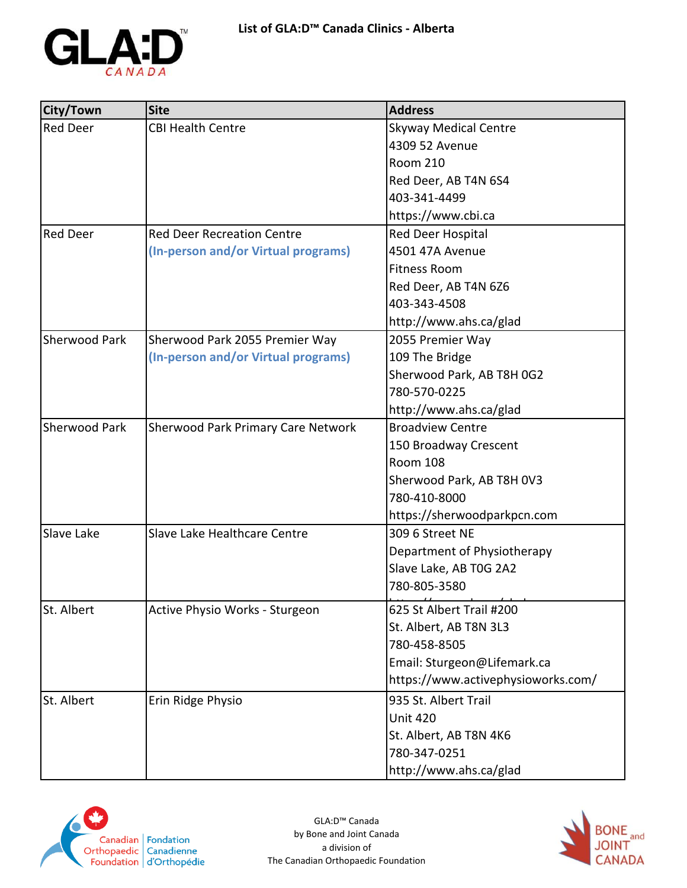# List of GLA:D™ Canada Clinics - Alberta

| City/Town | Site | Address |
|---|---|---|
| Red Deer | CBI Health Centre | Skyway Medical Centre<br>4309 52 Avenue<br>Room 210<br>Red Deer, AB T4N 6S4<br>403-341-4499<br>https://www.cbi.ca |
| Red Deer | Red Deer Recreation Centre<br>**(In-person and/or Virtual programs)** | Red Deer Hospital<br>4501 47A Avenue<br>Fitness Room<br>Red Deer, AB T4N 6Z6<br>403-343-4508<br>http://www.ahs.ca/glad |
| Sherwood Park | Sherwood Park 2055 Premier Way<br>**(In-person and/or Virtual programs)** | 2055 Premier Way<br>109 The Bridge<br>Sherwood Park, AB T8H 0G2<br>780-570-0225<br>http://www.ahs.ca/glad |
| Sherwood Park | Sherwood Park Primary Care Network | Broadview Centre<br>150 Broadway Crescent<br>Room 108<br>Sherwood Park, AB T8H 0V3<br>780-410-8000<br>https://sherwoodparkpcn.com |
| Slave Lake | Slave Lake Healthcare Centre | 309 6 Street NE<br>Department of Physiotherapy<br>Slave Lake, AB T0G 2A2<br>780-805-3580 |
| St. Albert | Active Physio Works - Sturgeon | 625 St Albert Trail #200<br>St. Albert, AB T8N 3L3<br>780-458-8505<br>Email: Sturgeon@Lifemark.ca<br>https://www.activephysioworks.com/ |
| St. Albert | Erin Ridge Physio | 935 St. Albert Trail<br>Unit 420<br>St. Albert, AB T8N 4K6<br>780-347-0251<br>http://www.ahs.ca/glad |

GLA:D™ Canada
by Bone and Joint Canada
a division of
The Canadian Orthopaedic Foundation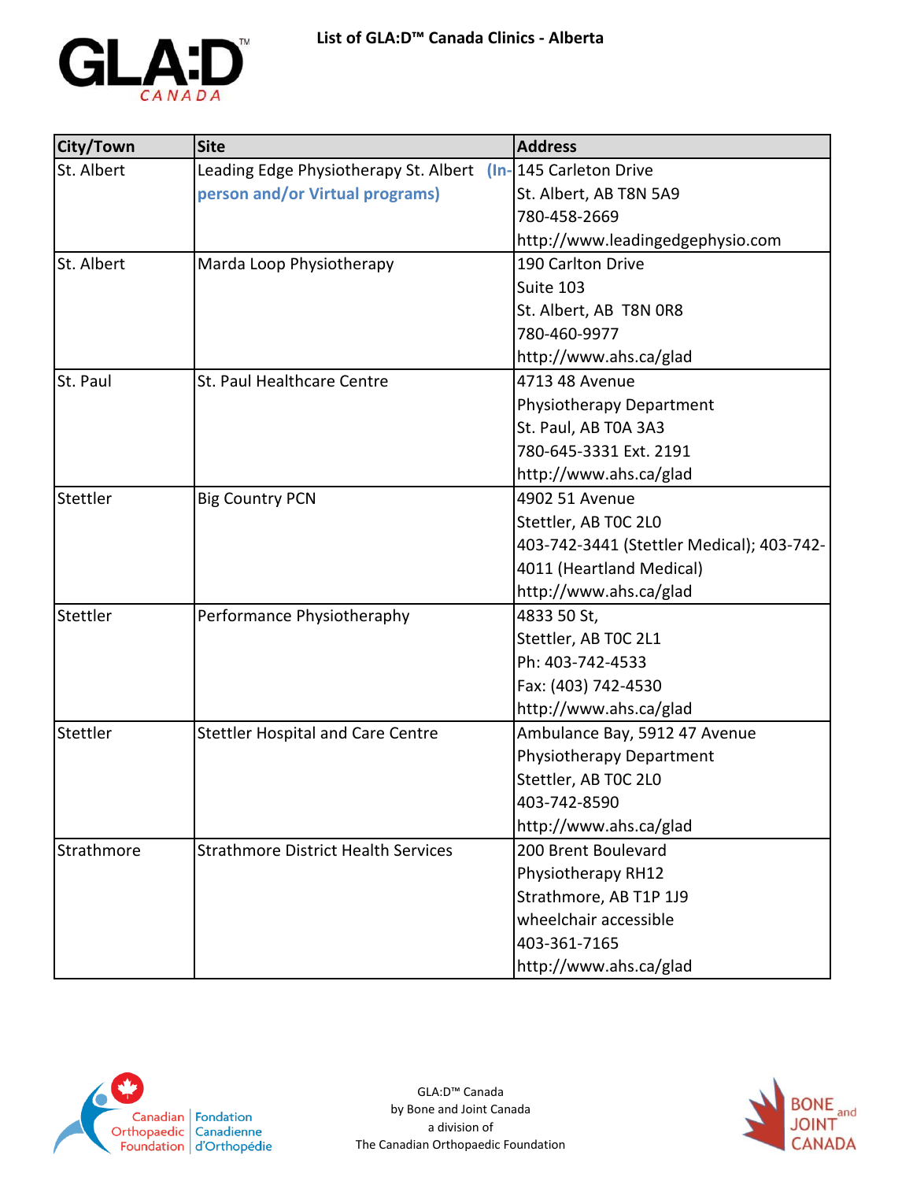# List of GLA:D™ Canada Clinics - Alberta

| City/Town | Site | Address |
|---|---|---|
| St. Albert | Leading Edge Physiotherapy St. Albert **(In-person and/or Virtual programs)** | 145 Carleton Drive<br>St. Albert, AB T8N 5A9<br>780-458-2669<br>http://www.leadingedgephysio.com |
| St. Albert | Marda Loop Physiotherapy | 190 Carlton Drive<br>Suite 103<br>St. Albert, AB T8N 0R8<br>780-460-9977<br>http://www.ahs.ca/glad |
| St. Paul | St. Paul Healthcare Centre | 4713 48 Avenue<br>Physiotherapy Department<br>St. Paul, AB T0A 3A3<br>780-645-3331 Ext. 2191<br>http://www.ahs.ca/glad |
| Stettler | Big Country PCN | 4902 51 Avenue<br>Stettler, AB T0C 2L0<br>403-742-3441 (Stettler Medical); 403-742-4011 (Heartland Medical)<br>http://www.ahs.ca/glad |
| Stettler | Performance Physiotheraphy | 4833 50 St,<br>Stettler, AB T0C 2L1<br>Ph: 403-742-4533<br>Fax: (403) 742-4530<br>http://www.ahs.ca/glad |
| Stettler | Stettler Hospital and Care Centre | Ambulance Bay, 5912 47 Avenue<br>Physiotherapy Department<br>Stettler, AB T0C 2L0<br>403-742-8590<br>http://www.ahs.ca/glad |
| Strathmore | Strathmore District Health Services | 200 Brent Boulevard<br>Physiotherapy RH12<br>Strathmore, AB T1P 1J9<br>wheelchair accessible<br>403-361-7165<br>http://www.ahs.ca/glad |

GLA:D™ Canada
by Bone and Joint Canada
a division of
The Canadian Orthopaedic Foundation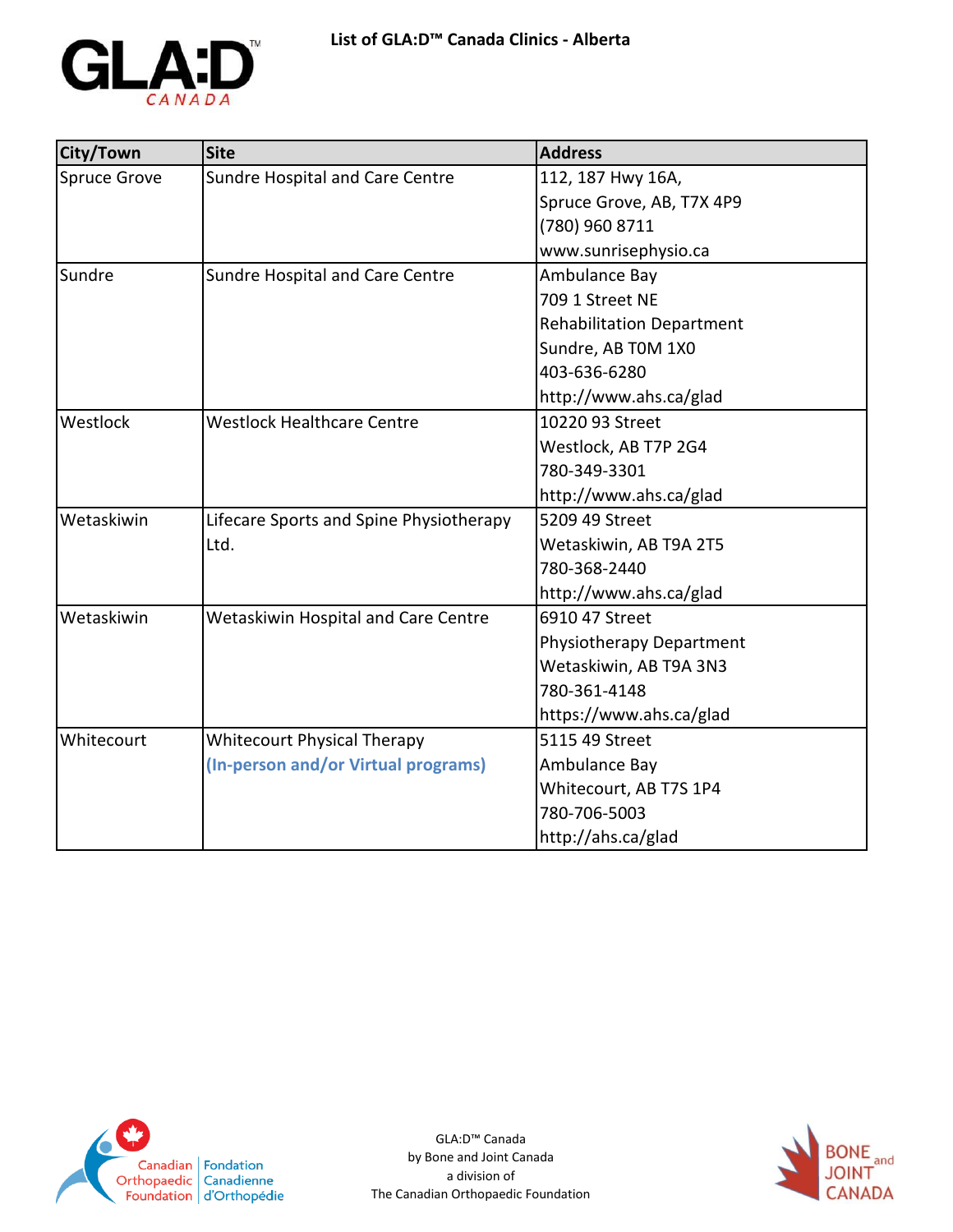# List of GLA:D™ Canada Clinics - Alberta

| City/Town | Site | Address |
|---|---|---|
| Spruce Grove | Sundre Hospital and Care Centre | 112, 187 Hwy 16A,<br>Spruce Grove, AB, T7X 4P9<br>(780) 960 8711<br>www.sunrisephysio.ca |
| Sundre | Sundre Hospital and Care Centre | Ambulance Bay<br>709 1 Street NE<br>Rehabilitation Department<br>Sundre, AB T0M 1X0<br>403-636-6280<br>http://www.ahs.ca/glad |
| Westlock | Westlock Healthcare Centre | 10220 93 Street<br>Westlock, AB T7P 2G4<br>780-349-3301<br>http://www.ahs.ca/glad |
| Wetaskiwin | Lifecare Sports and Spine Physiotherapy Ltd. | 5209 49 Street<br>Wetaskiwin, AB T9A 2T5<br>780-368-2440<br>http://www.ahs.ca/glad |
| Wetaskiwin | Wetaskiwin Hospital and Care Centre | 6910 47 Street<br>Physiotherapy Department<br>Wetaskiwin, AB T9A 3N3<br>780-361-4148<br>https://www.ahs.ca/glad |
| Whitecourt | Whitecourt Physical Therapy<br>**(In-person and/or Virtual programs)** | 5115 49 Street<br>Ambulance Bay<br>Whitecourt, AB T7S 1P4<br>780-706-5003<br>http://ahs.ca/glad |

GLA:D™ Canada
by Bone and Joint Canada
a division of
The Canadian Orthopaedic Foundation